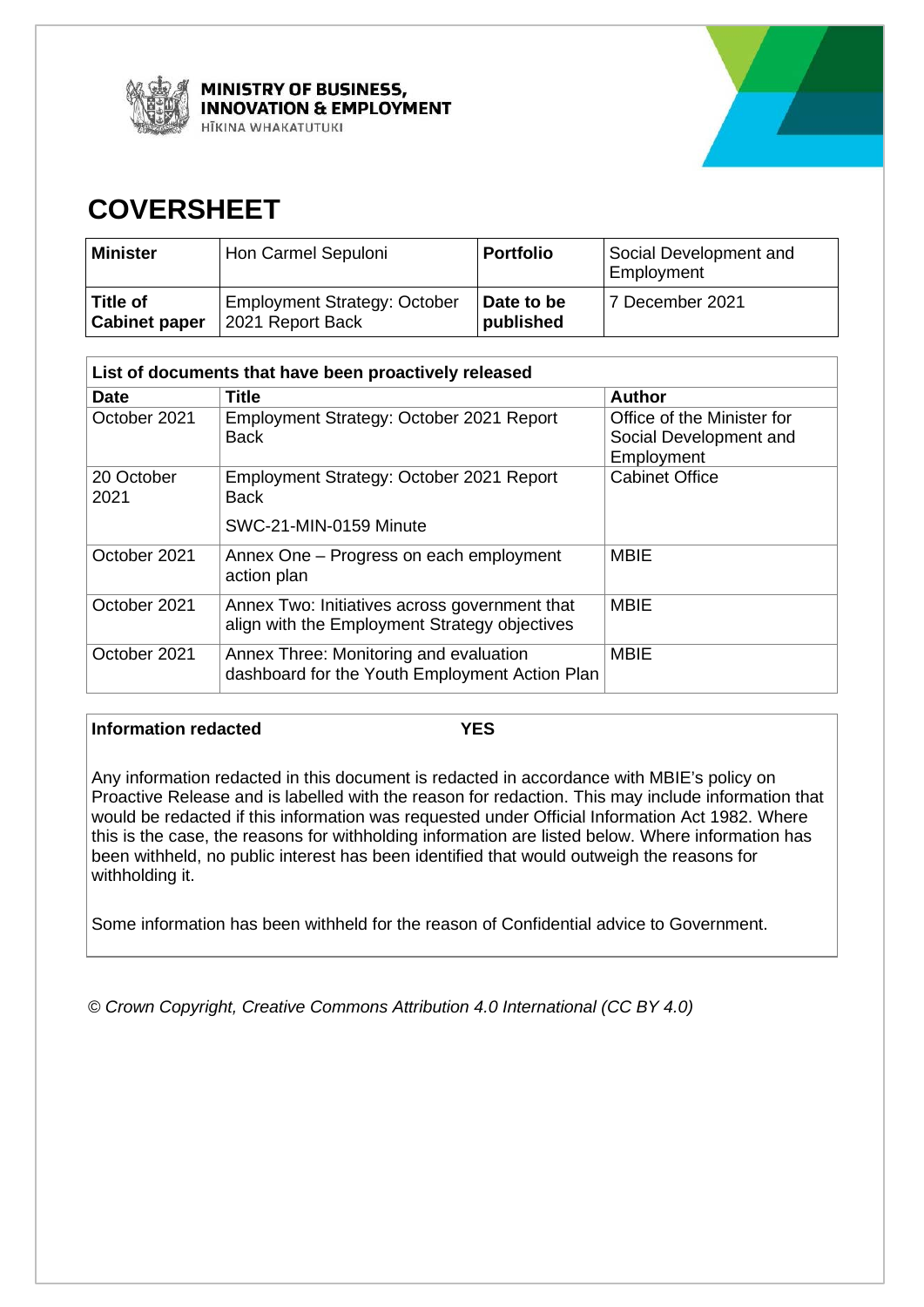MINISTRY OF BUSINESS, INNOVATION & EMPLOYMENT
HĪKINA WHAKATUTUKI

# COVERSHEET

| **Minister** | Hon Carmel Sepuloni | **Portfolio** | Social Development and Employment |
|---|---|---|---|
| **Title of Cabinet paper** | Employment Strategy: October 2021 Report Back | **Date to be published** | 7 December 2021 |

| **List of documents that have been proactively released** | | |
|---|---|---|
| **Date** | **Title** | **Author** |
| October 2021 | Employment Strategy: October 2021 Report Back | Office of the Minister for Social Development and Employment |
| 20 October 2021 | Employment Strategy: October 2021 Report Back<br>SWC-21-MIN-0159 Minute | Cabinet Office |
| October 2021 | Annex One – Progress on each employment action plan | MBIE |
| October 2021 | Annex Two: Initiatives across government that align with the Employment Strategy objectives | MBIE |
| October 2021 | Annex Three: Monitoring and evaluation dashboard for the Youth Employment Action Plan | MBIE |

**Information redacted** **YES**

Any information redacted in this document is redacted in accordance with MBIE's policy on Proactive Release and is labelled with the reason for redaction. This may include information that would be redacted if this information was requested under Official Information Act 1982. Where this is the case, the reasons for withholding information are listed below. Where information has been withheld, no public interest has been identified that would outweigh the reasons for withholding it.

Some information has been withheld for the reason of Confidential advice to Government.

*© Crown Copyright, Creative Commons Attribution 4.0 International (CC BY 4.0)*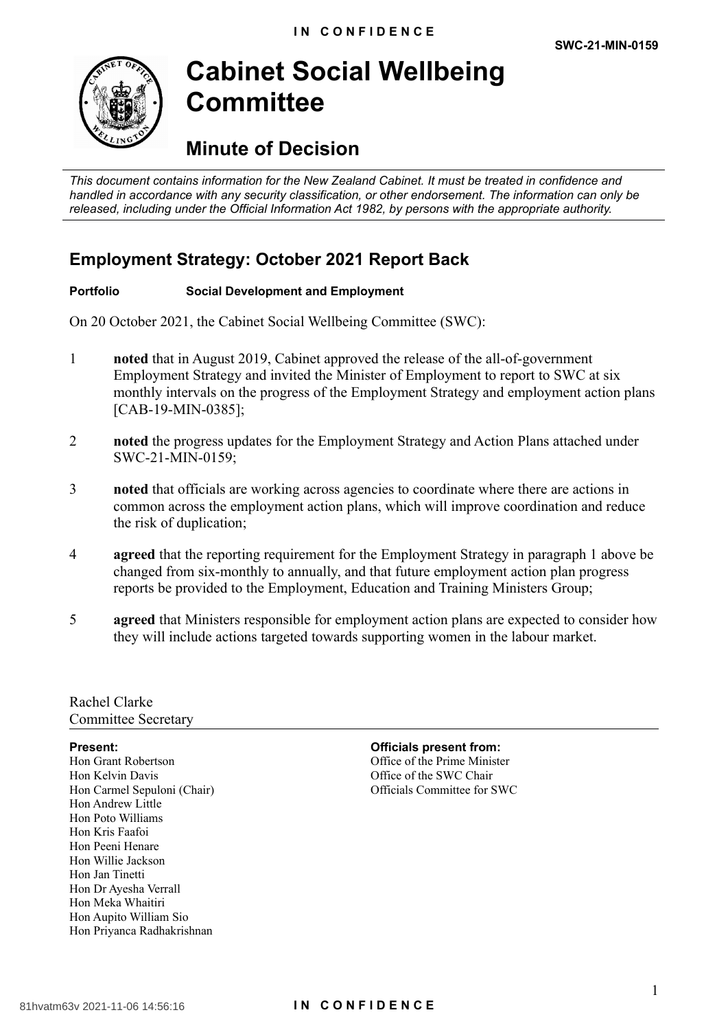**I N C O N F I D E N C E**

**SWC-21-MIN-0159**

# Cabinet Social Wellbeing Committee

## Minute of Decision

*This document contains information for the New Zealand Cabinet. It must be treated in confidence and handled in accordance with any security classification, or other endorsement. The information can only be released, including under the Official Information Act 1982, by persons with the appropriate authority.*

### Employment Strategy: October 2021 Report Back

**Portfolio** **Social Development and Employment**

On 20 October 2021, the Cabinet Social Wellbeing Committee (SWC):

1. **noted** that in August 2019, Cabinet approved the release of the all-of-government Employment Strategy and invited the Minister of Employment to report to SWC at six monthly intervals on the progress of the Employment Strategy and employment action plans [CAB-19-MIN-0385];

2. **noted** the progress updates for the Employment Strategy and Action Plans attached under SWC-21-MIN-0159;

3. **noted** that officials are working across agencies to coordinate where there are actions in common across the employment action plans, which will improve coordination and reduce the risk of duplication;

4. **agreed** that the reporting requirement for the Employment Strategy in paragraph 1 above be changed from six-monthly to annually, and that future employment action plan progress reports be provided to the Employment, Education and Training Ministers Group;

5. **agreed** that Ministers responsible for employment action plans are expected to consider how they will include actions targeted towards supporting women in the labour market.

Rachel Clarke
Committee Secretary

**Present:**
Hon Grant Robertson
Hon Kelvin Davis
Hon Carmel Sepuloni (Chair)
Hon Andrew Little
Hon Poto Williams
Hon Kris Faafoi
Hon Peeni Henare
Hon Willie Jackson
Hon Jan Tinetti
Hon Dr Ayesha Verrall
Hon Meka Whaitiri
Hon Aupito William Sio
Hon Priyanca Radhakrishnan

**Officials present from:**
Office of the Prime Minister
Office of the SWC Chair
Officials Committee for SWC

81hvatm63v 2021-11-06 14:56:16

**I N C O N F I D E N C E**